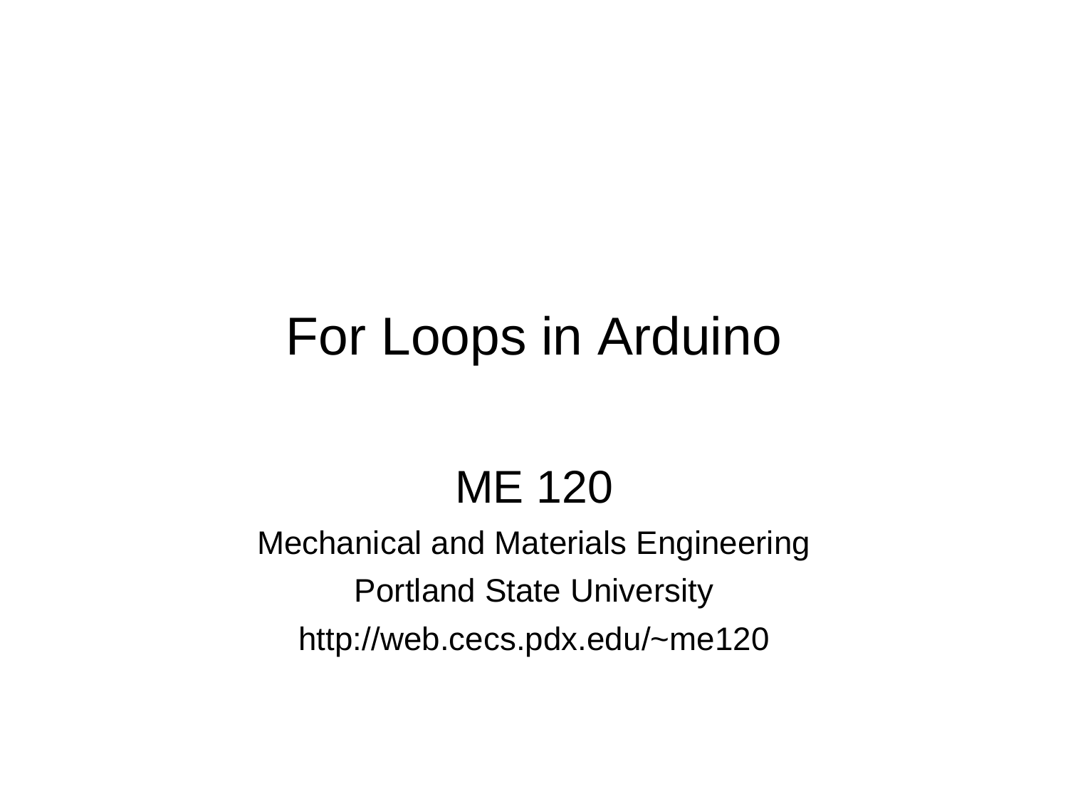# For Loops in Arduino

ME 120

Mechanical and Materials Engineering

Portland State University

http://web.cecs.pdx.edu/~me120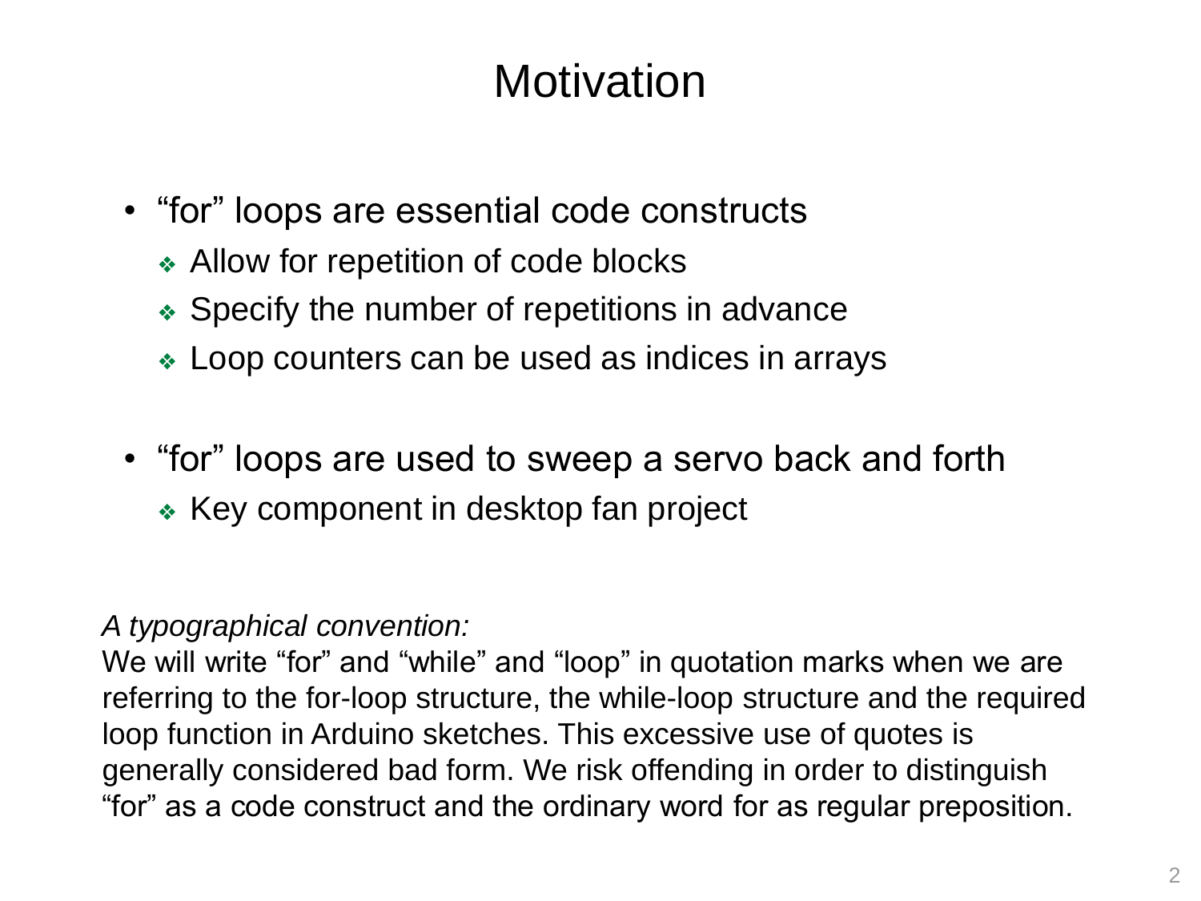# Motivation

- "for" loops are essential code constructs
  - Allow for repetition of code blocks
  - Specify the number of repetitions in advance
  - Loop counters can be used as indices in arrays

- "for" loops are used to sweep a servo back and forth
  - Key component in desktop fan project

*A typographical convention:*
We will write "for" and "while" and "loop" in quotation marks when we are referring to the for-loop structure, the while-loop structure and the required loop function in Arduino sketches. This excessive use of quotes is generally considered bad form. We risk offending in order to distinguish "for" as a code construct and the ordinary word for as regular preposition.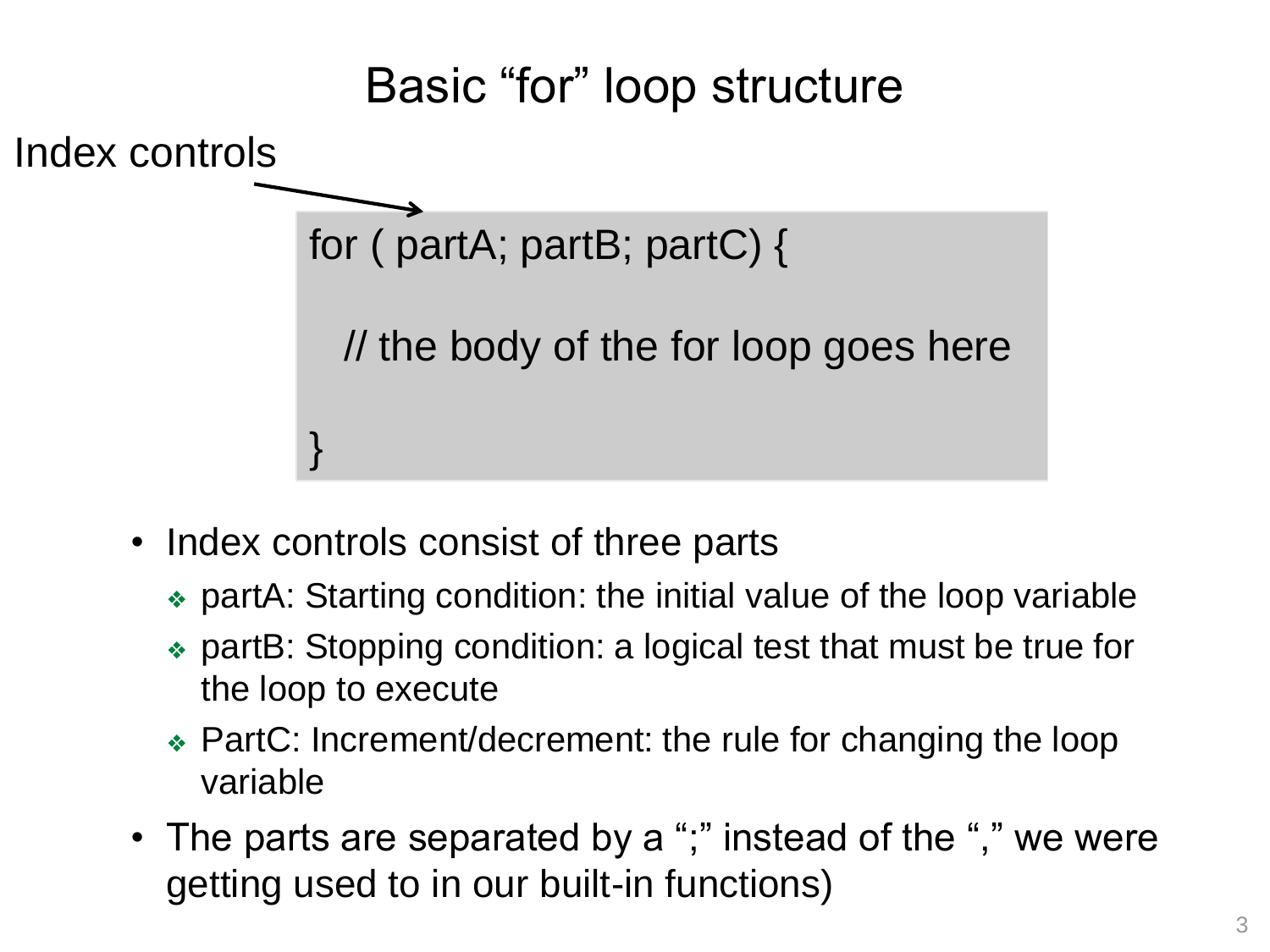# Basic “for” loop structure

Index controls

```
for ( partA; partB; partC) {

  // the body of the for loop goes here

}
```

- Index controls consist of three parts
  - partA: Starting condition: the initial value of the loop variable
  - partB: Stopping condition: a logical test that must be true for the loop to execute
  - PartC: Increment/decrement: the rule for changing the loop variable
- The parts are separated by a “;” instead of the “,” we were getting used to in our built-in functions)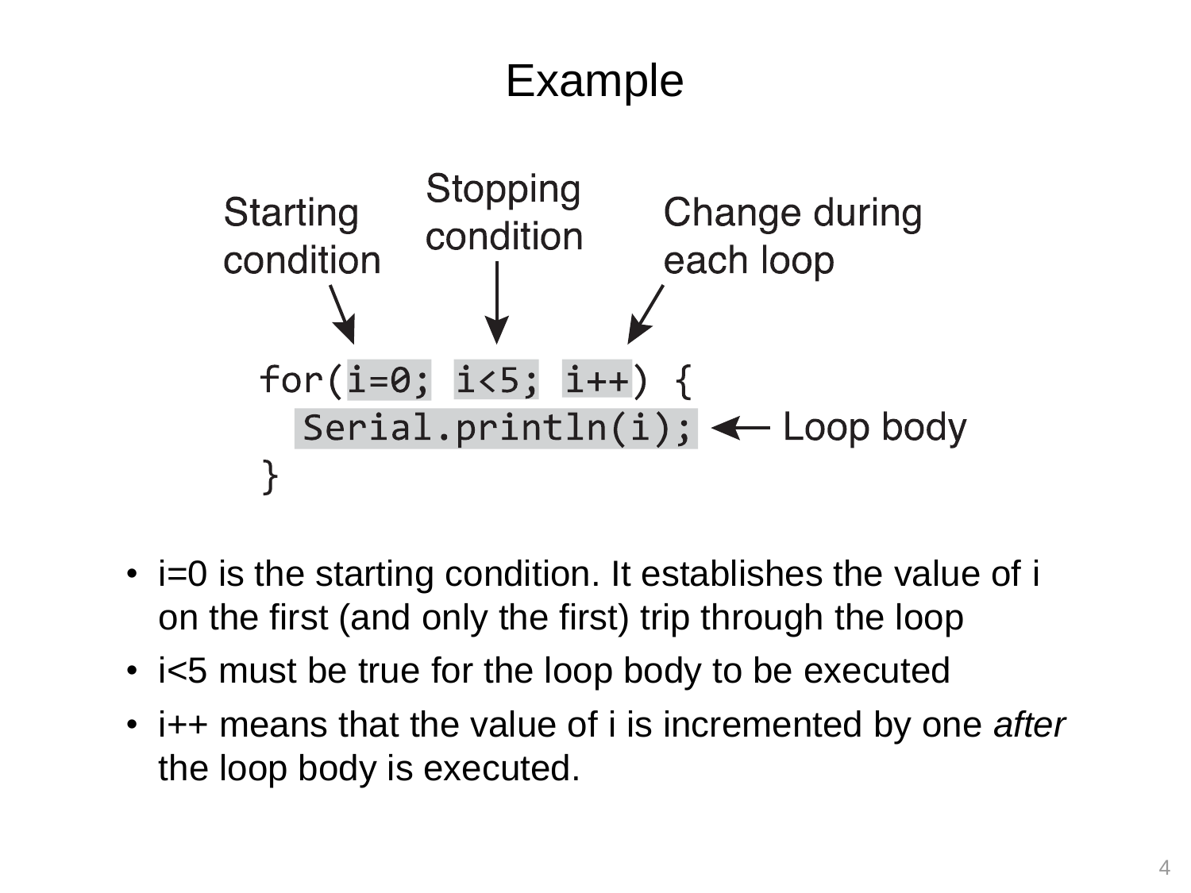# Example

Starting condition → `i=0;`
Stopping condition → `i<5;`
Change during each loop → `i++`

```
for(i=0; i<5; i++) {
  Serial.println(i);
}
```

`Serial.println(i);` ← Loop body

- i=0 is the starting condition. It establishes the value of i on the first (and only the first) trip through the loop
- i<5 must be true for the loop body to be executed
- i++ means that the value of i is incremented by one *after* the loop body is executed.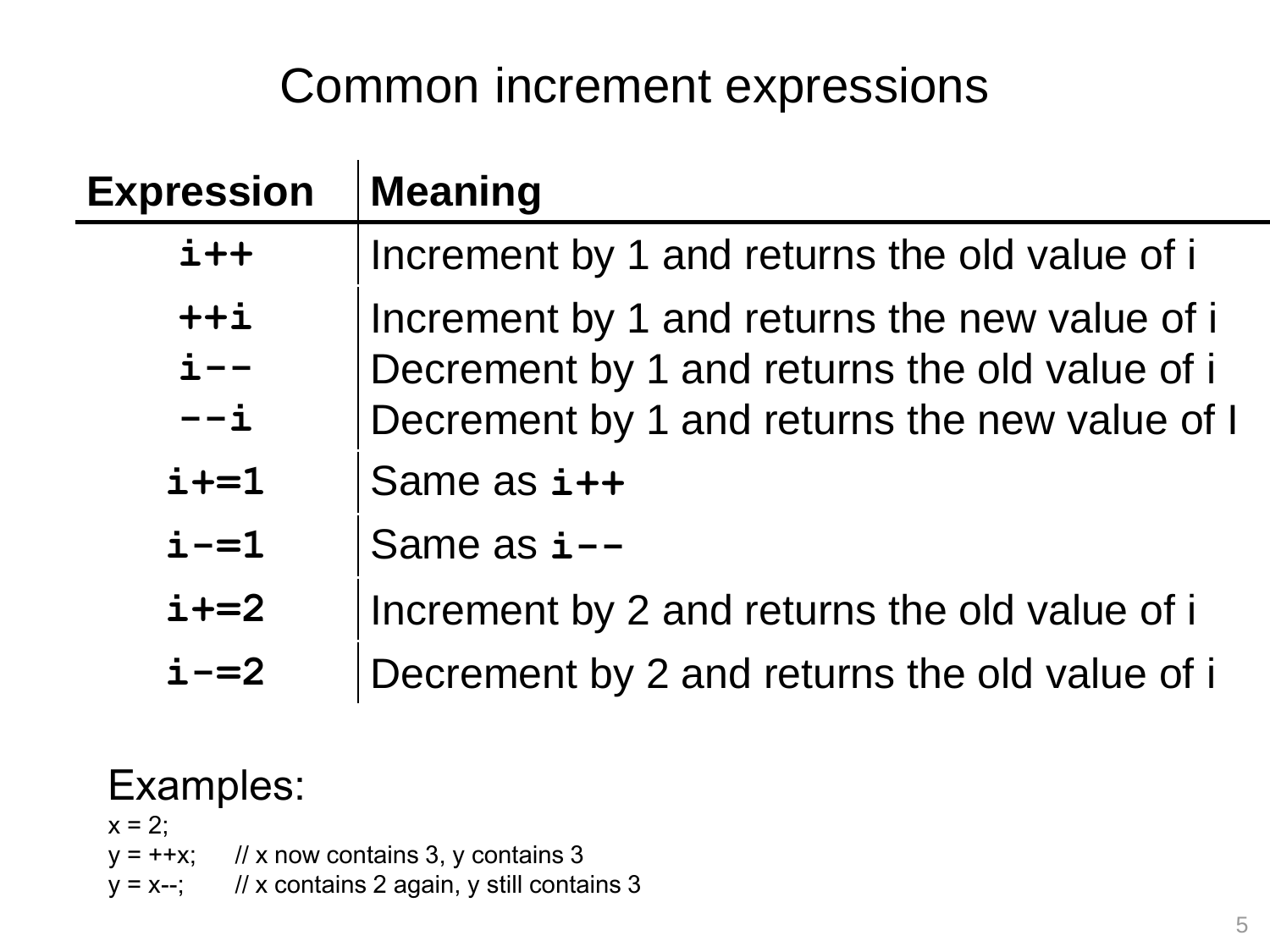# Common increment expressions

| Expression | Meaning |
|---|---|
| `i++` | Increment by 1 and returns the old value of i |
| `++i` | Increment by 1 and returns the new value of i |
| `i--` | Decrement by 1 and returns the old value of i |
| `--i` | Decrement by 1 and returns the new value of I |
| `i+=1` | Same as `i++` |
| `i-=1` | Same as `i--` |
| `i+=2` | Increment by 2 and returns the old value of i |
| `i-=2` | Decrement by 2 and returns the old value of i |

Examples:

```
x = 2;
y = ++x;    // x now contains 3, y contains 3
y = x--;    // x contains 2 again, y still contains 3
```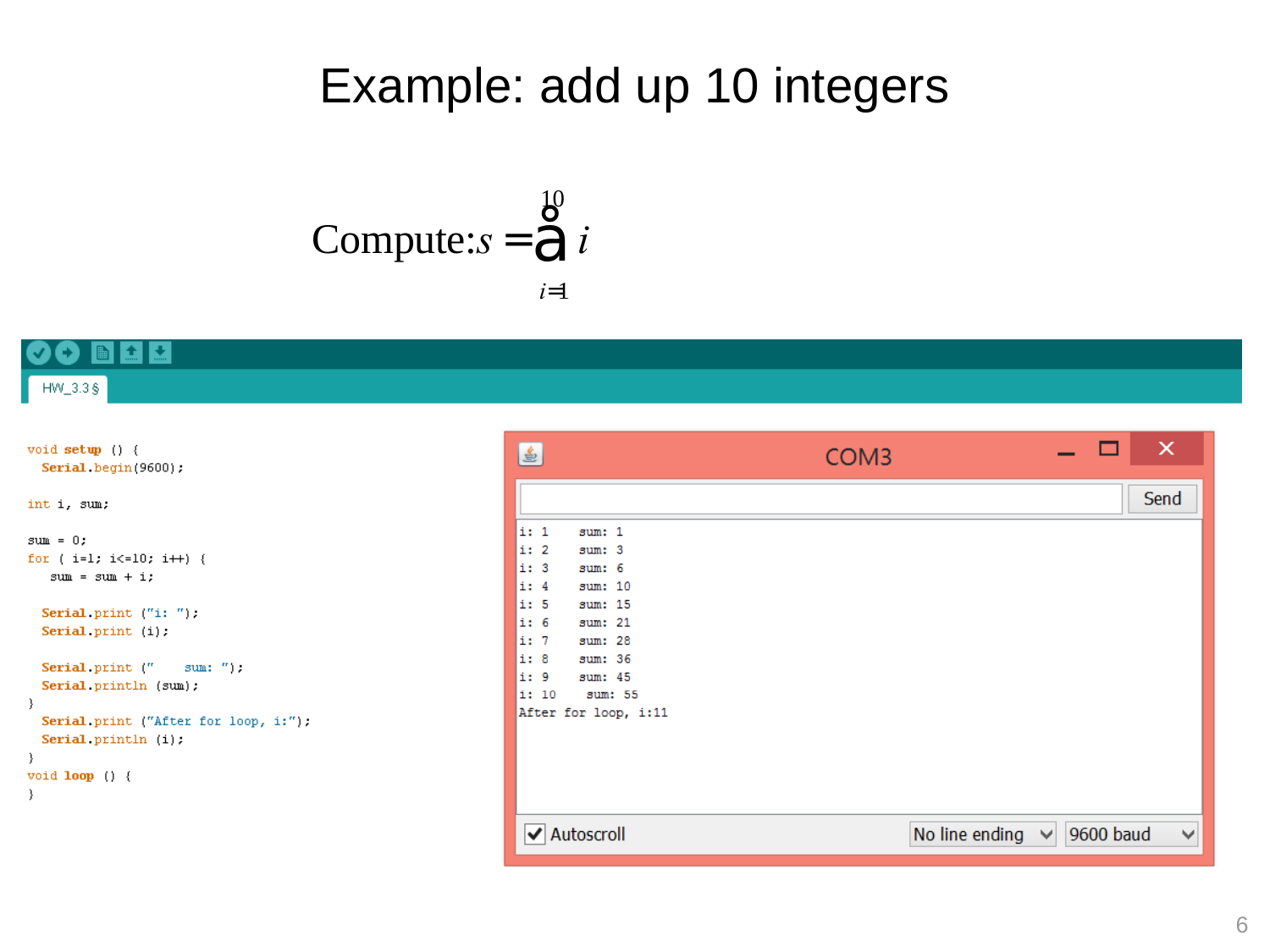# Example: add up 10 integers

$$\text{Compute: } s = \sum_{i=1}^{10} i$$

HW_3.3 §

```
void setup () {
  Serial.begin(9600);

int i, sum;

sum = 0;
for ( i=1; i<=10; i++) {
   sum = sum + i;

  Serial.print ("i: ");
  Serial.print (i);

  Serial.print ("    sum: ");
  Serial.println (sum);
}
  Serial.print ("After for loop, i:");
  Serial.println (i);
}
void loop () {
}
```

COM3

```
i: 1     sum: 1
i: 2     sum: 3
i: 3     sum: 6
i: 4     sum: 10
i: 5     sum: 15
i: 6     sum: 21
i: 7     sum: 28
i: 8     sum: 36
i: 9     sum: 45
i: 10     sum: 55
After for loop, i:11
```

Autoscroll | No line ending | 9600 baud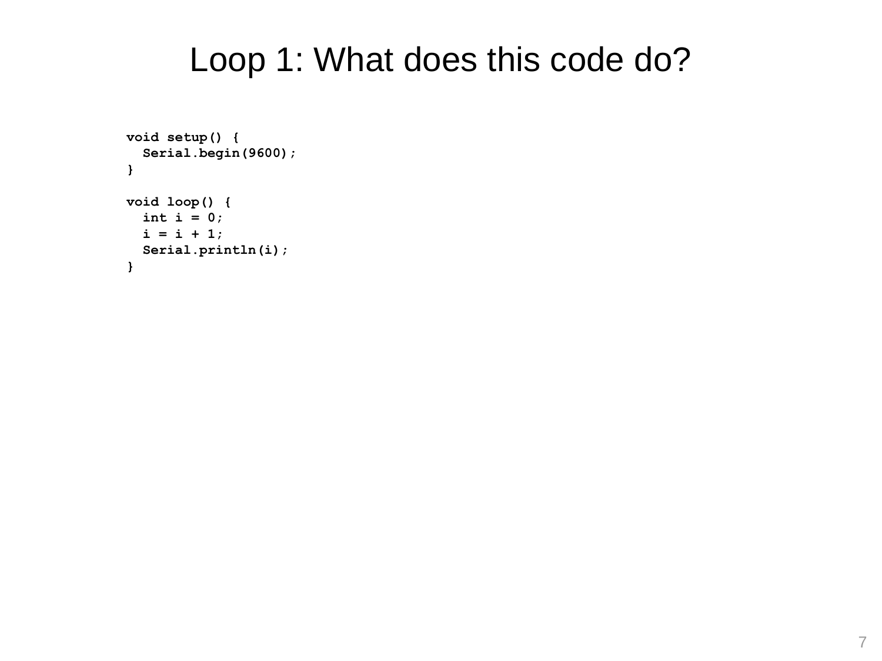# Loop 1: What does this code do?

```
void setup() {
  Serial.begin(9600);
}

void loop() {
  int i = 0;
  i = i + 1;
  Serial.println(i);
}
```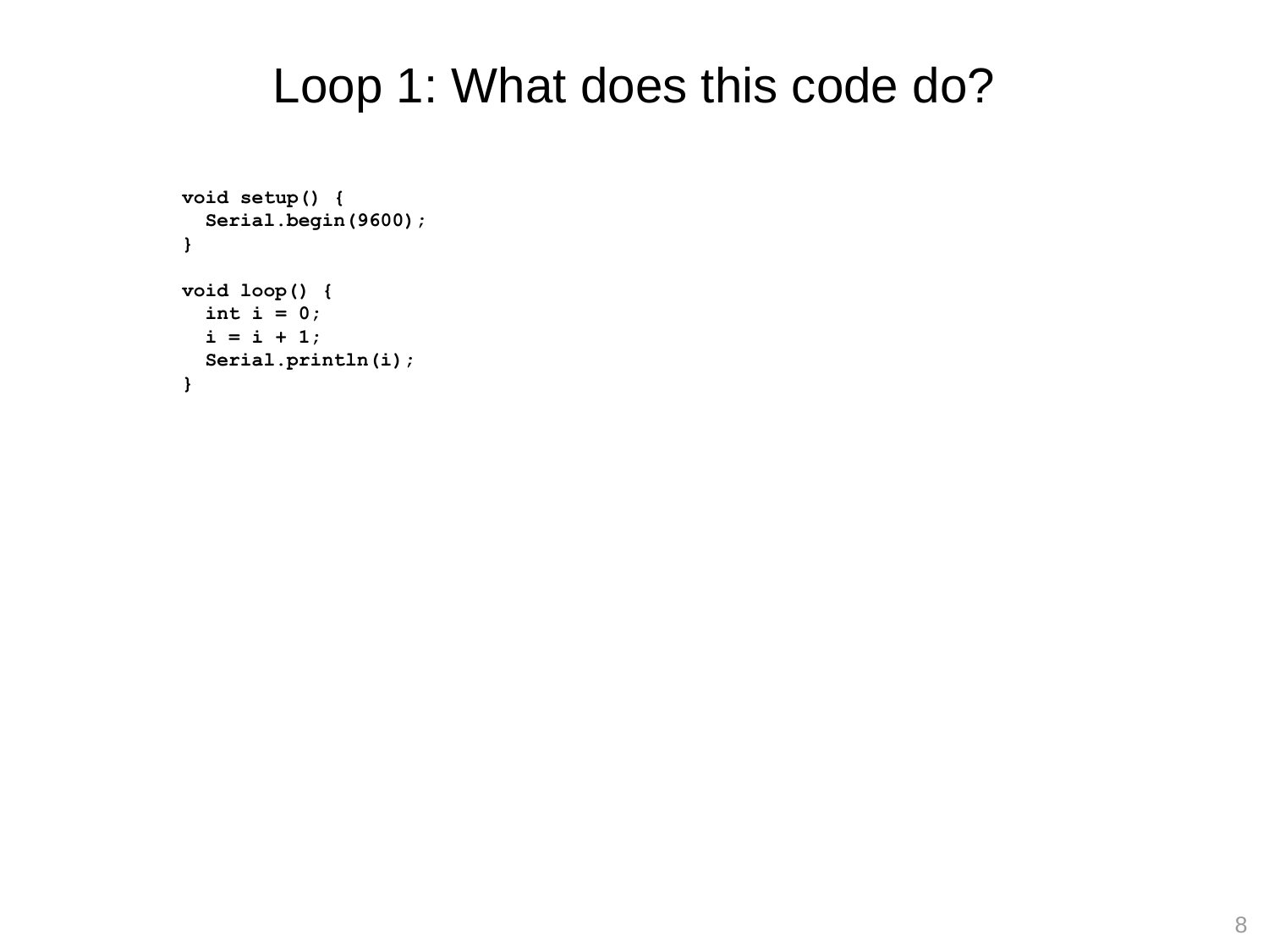# Loop 1: What does this code do?

```
void setup() {
  Serial.begin(9600);
}

void loop() {
  int i = 0;
  i = i + 1;
  Serial.println(i);
}
```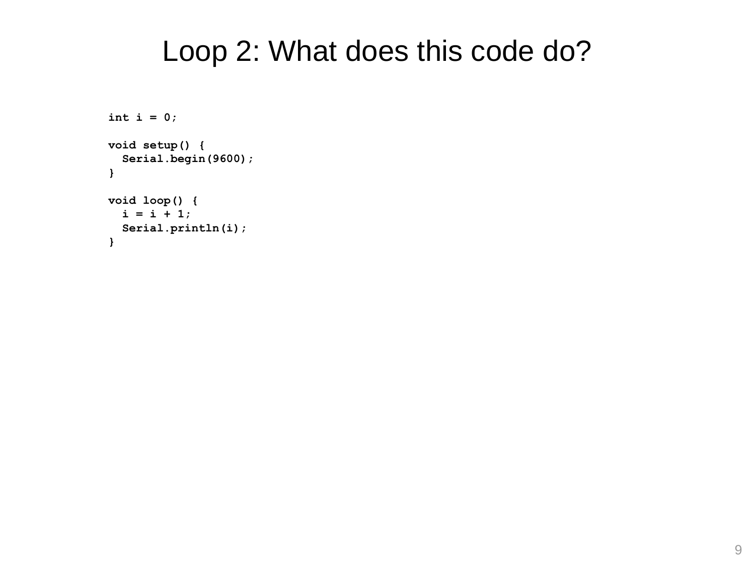# Loop 2: What does this code do?

```
int i = 0;

void setup() {
  Serial.begin(9600);
}

void loop() {
  i = i + 1;
  Serial.println(i);
}
```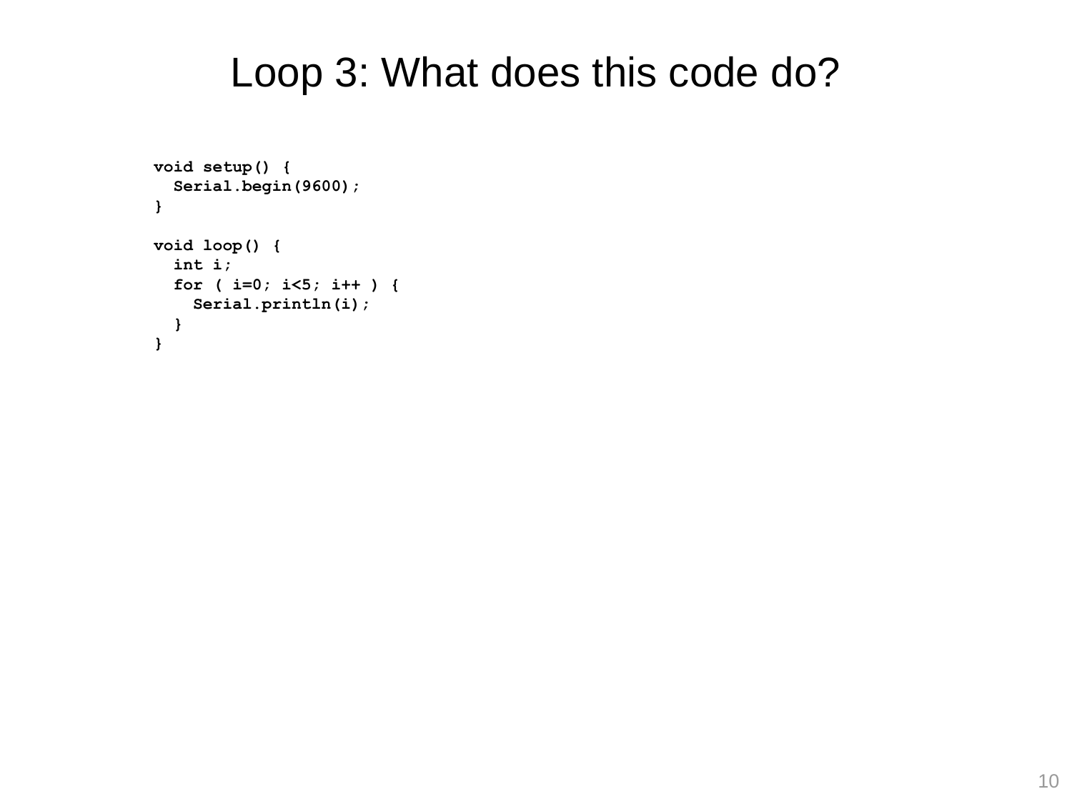# Loop 3: What does this code do?

```
void setup() {
  Serial.begin(9600);
}

void loop() {
  int i;
  for ( i=0; i<5; i++ ) {
    Serial.println(i);
  }
}
```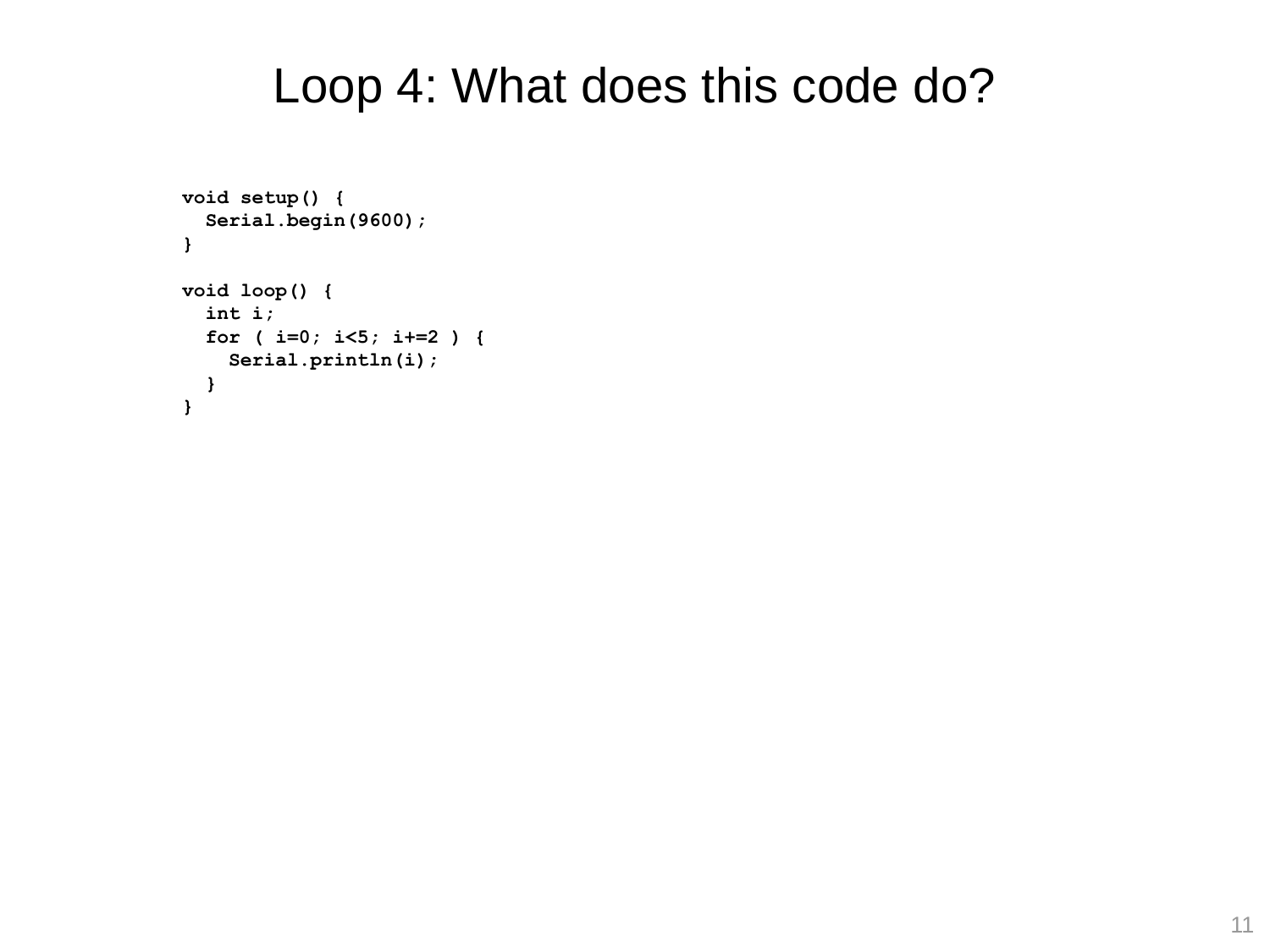# Loop 4: What does this code do?

```
void setup() {
  Serial.begin(9600);
}

void loop() {
  int i;
  for ( i=0; i<5; i+=2 ) {
    Serial.println(i);
  }
}
```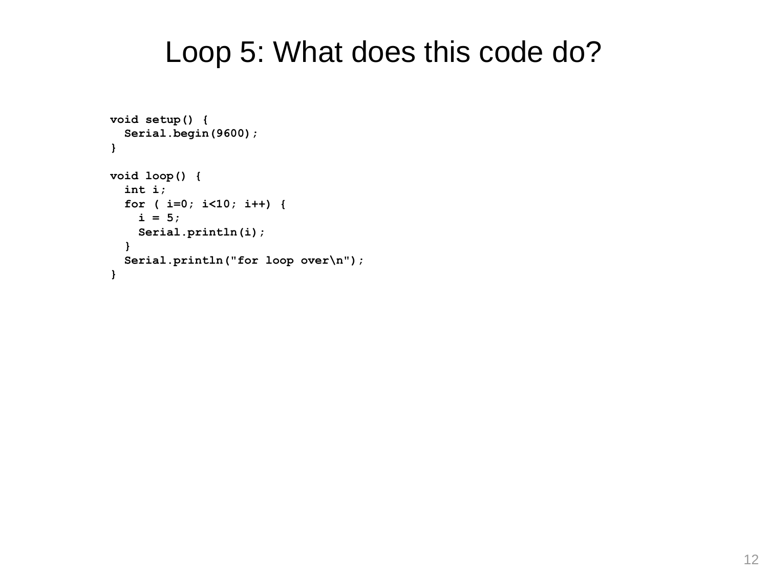# Loop 5: What does this code do?

```
void setup() {
  Serial.begin(9600);
}

void loop() {
  int i;
  for ( i=0; i<10; i++) {
    i = 5;
    Serial.println(i);
  }
  Serial.println("for loop over\n");
}
```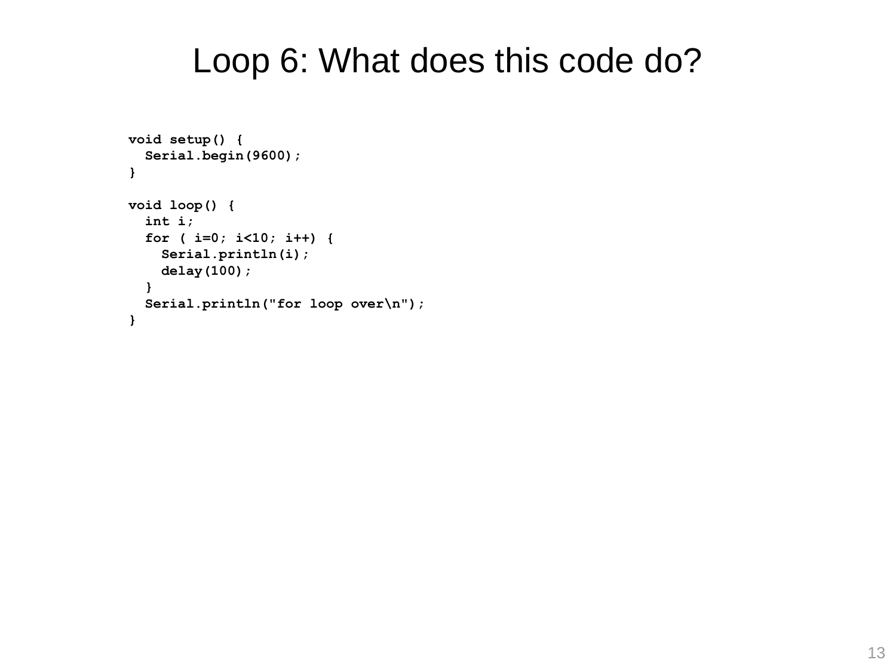# Loop 6: What does this code do?

```
void setup() {
  Serial.begin(9600);
}

void loop() {
  int i;
  for ( i=0; i<10; i++) {
    Serial.println(i);
    delay(100);
  }
  Serial.println("for loop over\n");
}
```